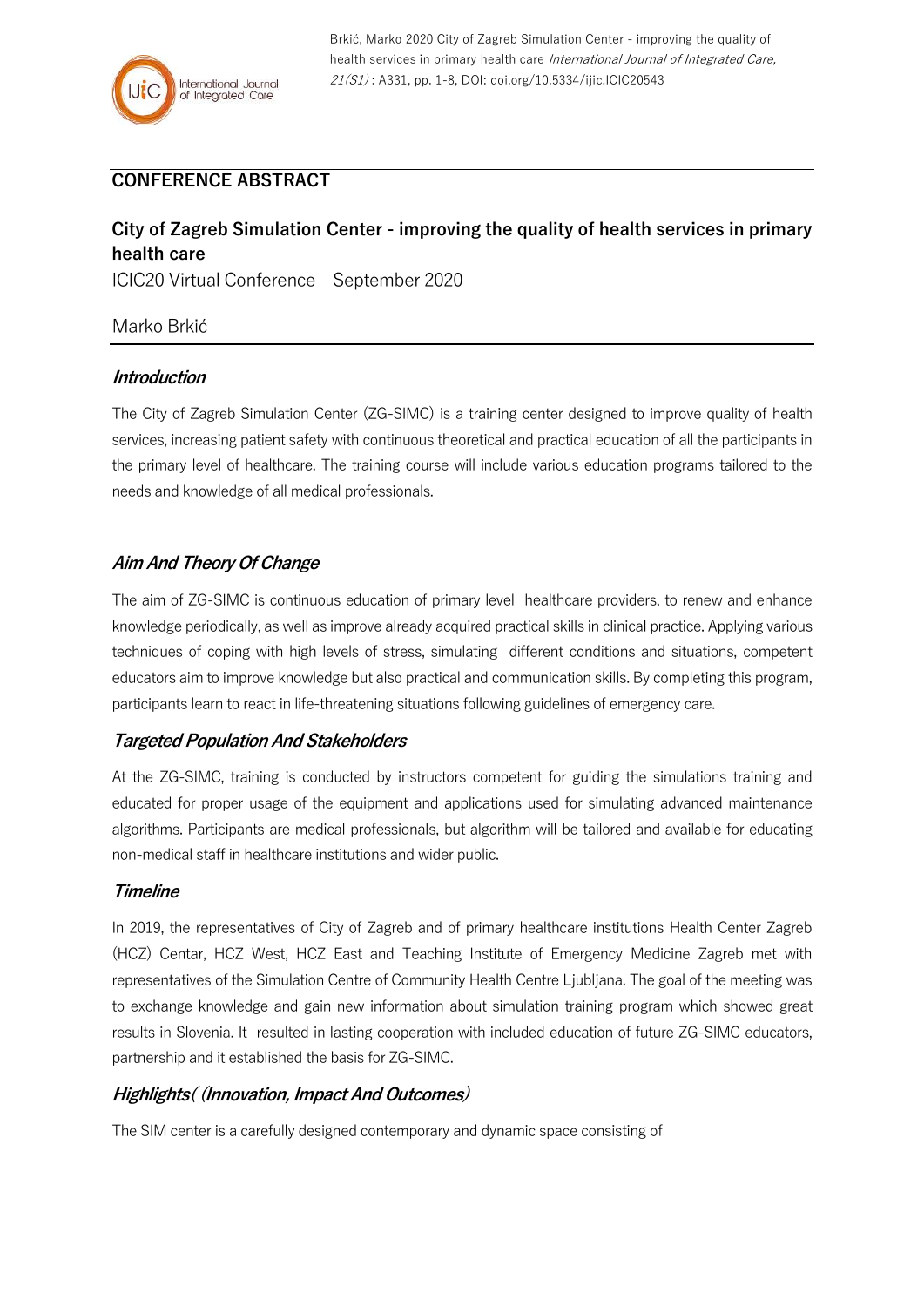## CONFERENCE ABSTRACT

# City of Zagreb Simulation Center - improving the quality of health services in primary health care

ICIC20 Virtual Conference – September 2020

Marko Brkić

### *Introduction*

The City of Zagreb Simulation Center (ZG-SIMC) is a training center designed to improve quality of health services, increasing patient safety with continuous theoretical and practical education of all the participants in the primary level of healthcare. The training course will include various education programs tailored to the needs and knowledge of all medical professionals.

### *Aim And Theory Of Change*

The aim of ZG-SIMC is continuous education of primary level healthcare providers, to renew and enhance knowledge periodically, as well as improve already acquired practical skills in clinical practice. Applying various techniques of coping with high levels of stress, simulating different conditions and situations, competent educators aim to improve knowledge but also practical and communication skills. By completing this program, participants learn to react in life-threatening situations following guidelines of emergency care.

### *Targeted Population And Stakeholders*

At the ZG-SIMC, training is conducted by instructors competent for guiding the simulations training and educated for proper usage of the equipment and applications used for simulating advanced maintenance algorithms. Participants are medical professionals, but algorithm will be tailored and available for educating non-medical staff in healthcare institutions and wider public.

### *Timeline*

In 2019, the representatives of City of Zagreb and of primary healthcare institutions Health Center Zagreb (HCZ) Centar, HCZ West, HCZ East and Teaching Institute of Emergency Medicine Zagreb met with representatives of the Simulation Centre of Community Health Centre Ljubljana. The goal of the meeting was to exchange knowledge and gain new information about simulation training program which showed great results in Slovenia. It resulted in lasting cooperation with included education of future ZG-SIMC educators, partnership and it established the basis for ZG-SIMC.

### *Highlights( (Innovation, Impact And Outcomes)*

The SIM center is a carefully designed contemporary and dynamic space consisting of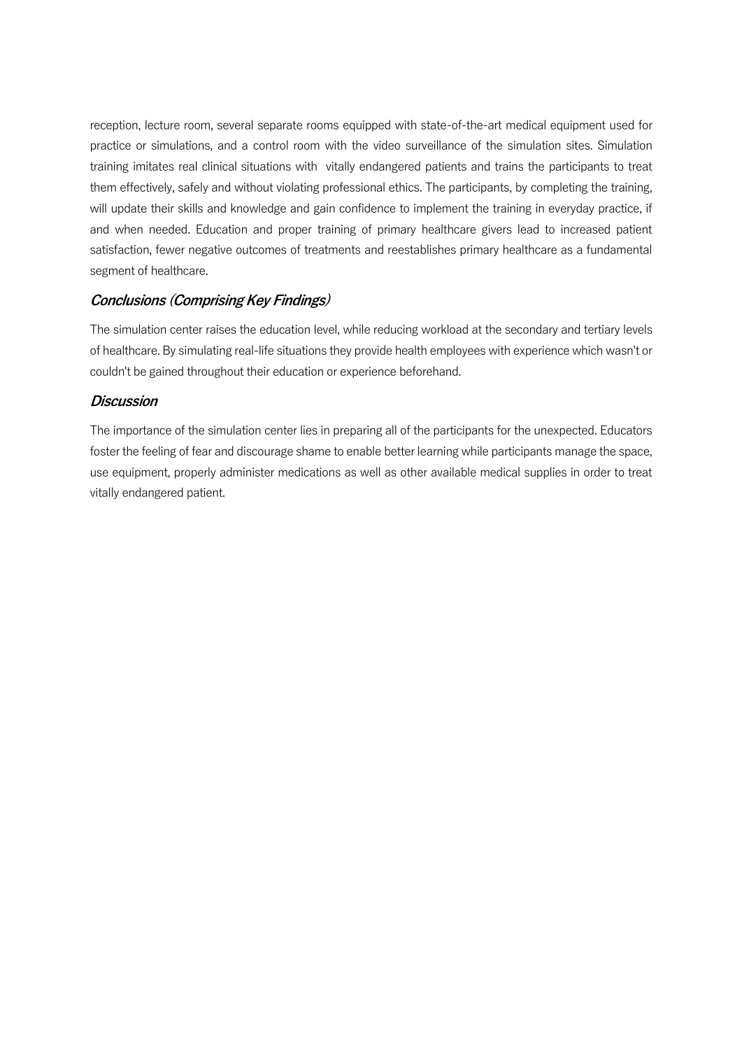reception, lecture room, several separate rooms equipped with state-of-the-art medical equipment used for practice or simulations, and a control room with the video surveillance of the simulation sites. Simulation training imitates real clinical situations with vitally endangered patients and trains the participants to treat them effectively, safely and without violating professional ethics. The participants, by completing the training, will update their skills and knowledge and gain confidence to implement the training in everyday practice, if and when needed. Education and proper training of primary healthcare givers lead to increased patient satisfaction, fewer negative outcomes of treatments and reestablishes primary healthcare as a fundamental segment of healthcare.

### *Conclusions (Comprising Key Findings)*

The simulation center raises the education level, while reducing workload at the secondary and tertiary levels of healthcare. By simulating real-life situations they provide health employees with experience which wasn't or couldn't be gained throughout their education or experience beforehand.

### *Discussion*

The importance of the simulation center lies in preparing all of the participants for the unexpected. Educators foster the feeling of fear and discourage shame to enable better learning while participants manage the space, use equipment, properly administer medications as well as other available medical supplies in order to treat vitally endangered patient.